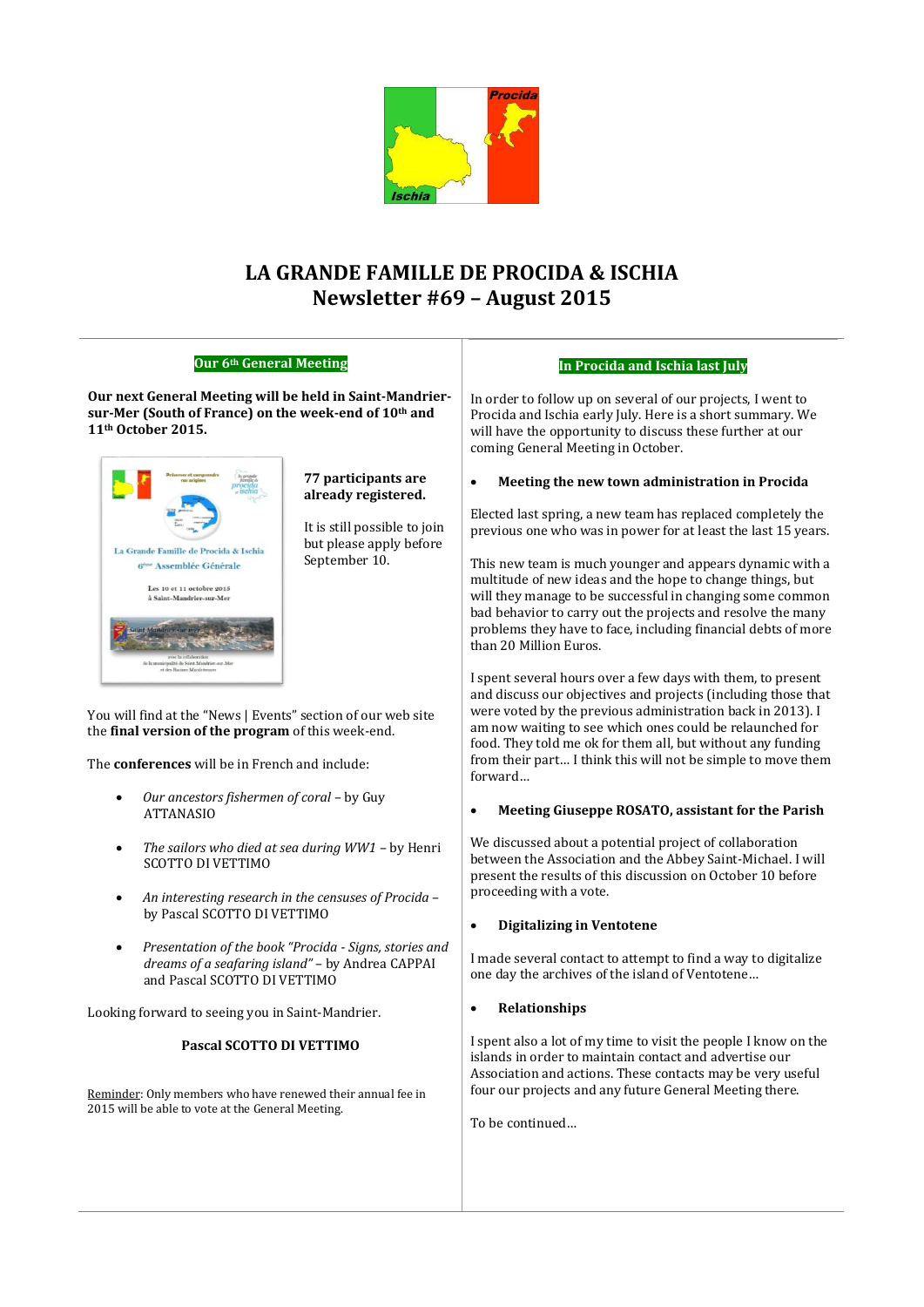# LA GRANDE FAMILLE DE PROCIDA & ISCHIA
# Newsletter #69 – August 2015

## Our 6th General Meeting

**Our next General Meeting will be held in Saint-Mandrier-sur-Mer (South of France) on the week-end of 10th and 11th October 2015.**

**77 participants are already registered.**

It is still possible to join but please apply before September 10.

You will find at the "News | Events" section of our web site the **final version of the program** of this week-end.

The **conferences** will be in French and include:

- *Our ancestors fishermen of coral* – by Guy ATTANASIO
- *The sailors who died at sea during WW1* – by Henri SCOTTO DI VETTIMO
- *An interesting research in the censuses of Procida* – by Pascal SCOTTO DI VETTIMO
- *Presentation of the book "Procida - Signs, stories and dreams of a seafaring island"* – by Andrea CAPPAI and Pascal SCOTTO DI VETTIMO

Looking forward to seeing you in Saint-Mandrier.

**Pascal SCOTTO DI VETTIMO**

Reminder: Only members who have renewed their annual fee in 2015 will be able to vote at the General Meeting.

## In Procida and Ischia last July

In order to follow up on several of our projects, I went to Procida and Ischia early July. Here is a short summary. We will have the opportunity to discuss these further at our coming General Meeting in October.

- **Meeting the new town administration in Procida**

Elected last spring, a new team has replaced completely the previous one who was in power for at least the last 15 years.

This new team is much younger and appears dynamic with a multitude of new ideas and the hope to change things, but will they manage to be successful in changing some common bad behavior to carry out the projects and resolve the many problems they have to face, including financial debts of more than 20 Million Euros.

I spent several hours over a few days with them, to present and discuss our objectives and projects (including those that were voted by the previous administration back in 2013). I am now waiting to see which ones could be relaunched for food. They told me ok for them all, but without any funding from their part… I think this will not be simple to move them forward…

- **Meeting Giuseppe ROSATO, assistant for the Parish**

We discussed about a potential project of collaboration between the Association and the Abbey Saint-Michael. I will present the results of this discussion on October 10 before proceeding with a vote.

- **Digitalizing in Ventotene**

I made several contact to attempt to find a way to digitalize one day the archives of the island of Ventotene…

- **Relationships**

I spent also a lot of my time to visit the people I know on the islands in order to maintain contact and advertise our Association and actions. These contacts may be very useful four our projects and any future General Meeting there.

To be continued…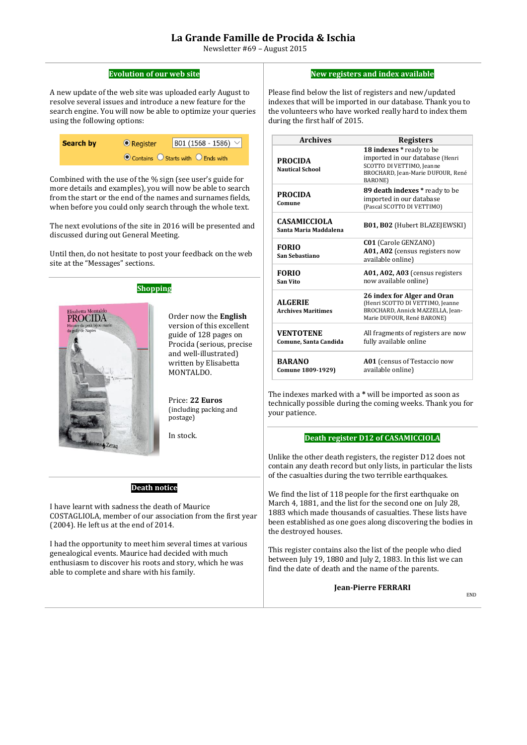# La Grande Famille de Procida & Ischia

Newsletter #69 – August 2015

## Evolution of our web site

A new update of the web site was uploaded early August to resolve several issues and introduce a new feature for the search engine. You will now be able to optimize your queries using the following options:

**Search by** ◉ Register B01 (1568 - 1586)
◉ Contains ○ Starts with ○ Ends with

Combined with the use of the % sign (see user's guide for more details and examples), you will now be able to search from the start or the end of the names and surnames fields, when before you could only search through the whole text.

The next evolutions of the site in 2016 will be presented and discussed during out General Meeting.

Until then, do not hesitate to post your feedback on the web site at the "Messages" sections.

## Shopping

Order now the **English** version of this excellent guide of 128 pages on Procida (serious, precise and well-illustrated) written by Elisabetta MONTALDO.

Price: **22 Euros** (including packing and postage)

In stock.

## Death notice

I have learnt with sadness the death of Maurice COSTAGLIOLA, member of our association from the first year (2004). He left us at the end of 2014.

I had the opportunity to meet him several times at various genealogical events. Maurice had decided with much enthusiasm to discover his roots and story, which he was able to complete and share with his family.

## New registers and index available

Please find below the list of registers and new/updated indexes that will be imported in our database. Thank you to the volunteers who have worked really hard to index them during the first half of 2015.

| Archives | Registers |
|---|---|
| **PROCIDA** Nautical School | **18 indexes** * ready to be imported in our database (Henri SCOTTO DI VETTIMO, Jeanne BROCHARD, Jean-Marie DUFOUR, René BARONE) |
| **PROCIDA** Comune | **89 death indexes** * ready to be imported in our database (Pascal SCOTTO DI VETTIMO) |
| **CASAMICCIOLA** Santa Maria Maddalena | **B01, B02** (Hubert BLAZEJEWSKI) |
| **FORIO** San Sebastiano | **C01** (Carole GENZANO) **A01, A02** (census registers now available online) |
| **FORIO** San Vito | **A01, A02, A03** (census registers now available online) |
| **ALGERIE** Archives Maritimes | **26 index for Alger and Oran** (Henri SCOTTO DI VETTIMO, Jeanne BROCHARD, Annick MAZZELLA, Jean-Marie DUFOUR, René BARONE) |
| **VENTOTENE** Comune, Santa Candida | All fragments of registers are now fully available online |
| **BARANO** Comune 1809-1929) | **A01** (census of Testaccio now available online) |

The indexes marked with a * will be imported as soon as technically possible during the coming weeks. Thank you for your patience.

## Death register D12 of CASAMICCIOLA

Unlike the other death registers, the register D12 does not contain any death record but only lists, in particular the lists of the casualties during the two terrible earthquakes.

We find the list of 118 people for the first earthquake on March 4, 1881, and the list for the second one on July 28, 1883 which made thousands of casualties. These lists have been established as one goes along discovering the bodies in the destroyed houses.

This register contains also the list of the people who died between July 19, 1880 and July 2, 1883. In this list we can find the date of death and the name of the parents.

**Jean-Pierre FERRARI**

END